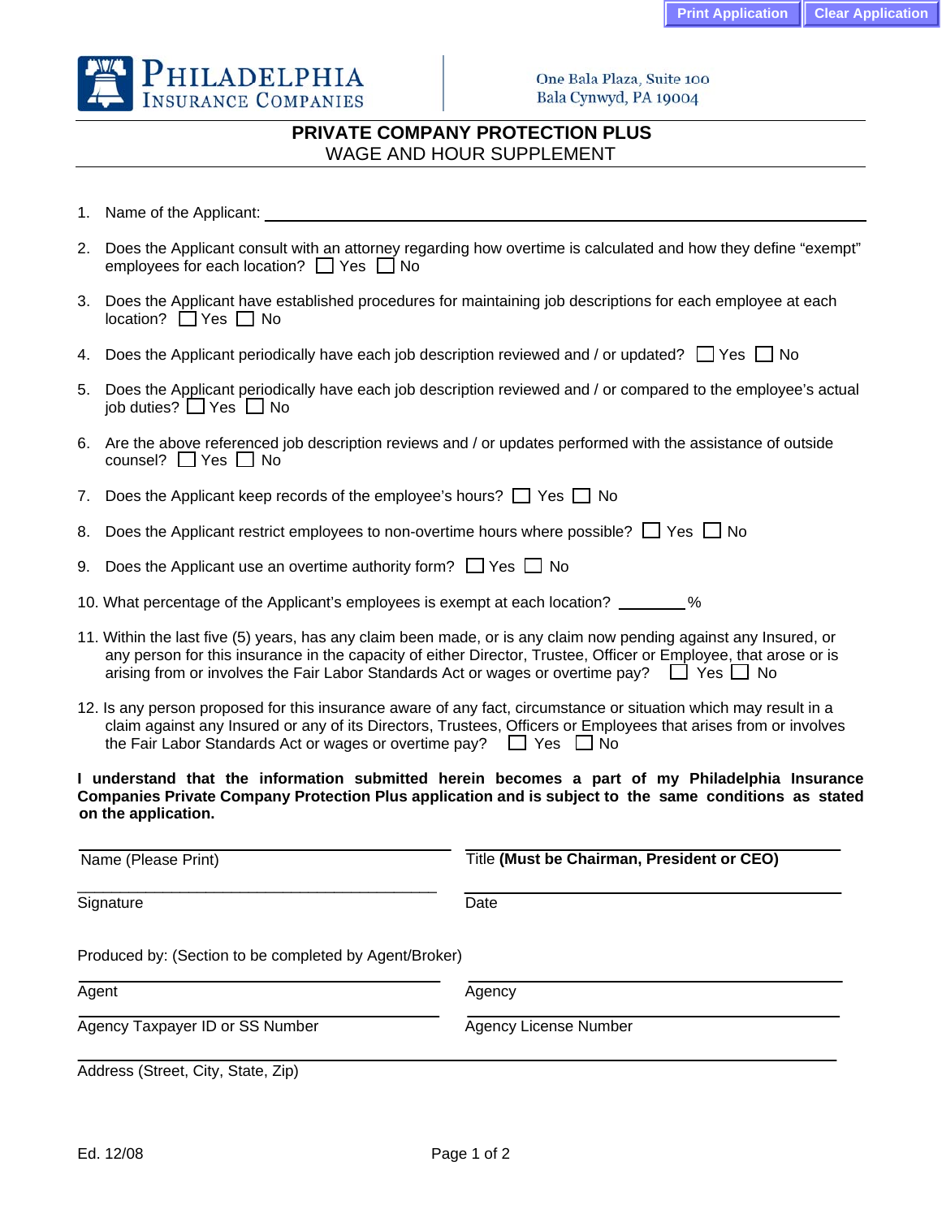Print Application Clear Application

PHILADELPHIA INSURANCE COMPANIES

One Bala Plaza, Suite 100
Bala Cynwyd, PA 19004

# PRIVATE COMPANY PROTECTION PLUS
## WAGE AND HOUR SUPPLEMENT

1. Name of the Applicant: ____________________

2. Does the Applicant consult with an attorney regarding how overtime is calculated and how they define "exempt" employees for each location? ☐ Yes ☐ No

3. Does the Applicant have established procedures for maintaining job descriptions for each employee at each location? ☐ Yes ☐ No

4. Does the Applicant periodically have each job description reviewed and / or updated? ☐ Yes ☐ No

5. Does the Applicant periodically have each job description reviewed and / or compared to the employee's actual job duties? ☐ Yes ☐ No

6. Are the above referenced job description reviews and / or updates performed with the assistance of outside counsel? ☐ Yes ☐ No

7. Does the Applicant keep records of the employee's hours? ☐ Yes ☐ No

8. Does the Applicant restrict employees to non-overtime hours where possible? ☐ Yes ☐ No

9. Does the Applicant use an overtime authority form? ☐ Yes ☐ No

10. What percentage of the Applicant's employees is exempt at each location? ________%

11. Within the last five (5) years, has any claim been made, or is any claim now pending against any Insured, or any person for this insurance in the capacity of either Director, Trustee, Officer or Employee, that arose or is arising from or involves the Fair Labor Standards Act or wages or overtime pay? ☐ Yes ☐ No

12. Is any person proposed for this insurance aware of any fact, circumstance or situation which may result in a claim against any Insured or any of its Directors, Trustees, Officers or Employees that arises from or involves the Fair Labor Standards Act or wages or overtime pay? ☐ Yes ☐ No

**I understand that the information submitted herein becomes a part of my Philadelphia Insurance Companies Private Company Protection Plus application and is subject to the same conditions as stated on the application.**

____________________ Name (Please Print)

____________________ Title **(Must be Chairman, President or CEO)**

____________________ Signature

____________________ Date

Produced by: (Section to be completed by Agent/Broker)

____________________ Agent

____________________ Agency

____________________ Agency Taxpayer ID or SS Number

____________________ Agency License Number

____________________ Address (Street, City, State, Zip)

Ed. 12/08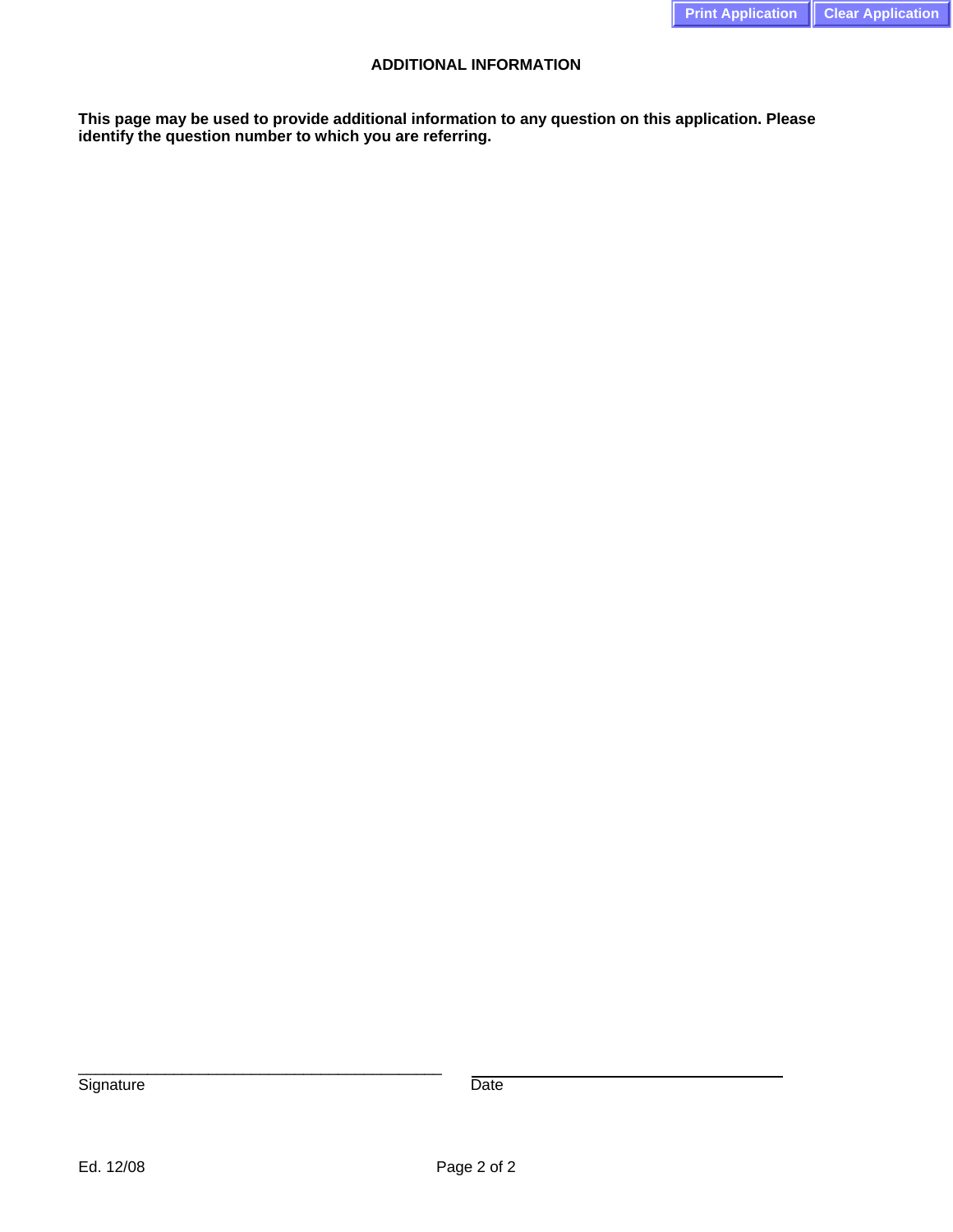## ADDITIONAL INFORMATION

**This page may be used to provide additional information to any question on this application. Please identify the question number to which you are referring.**

\_\_\_\_\_\_\_\_\_\_\_\_\_\_\_\_\_\_\_\_\_\_\_\_\_\_\_\_\_\_\_\_\_\_\_\_\_\_\_\_ \_\_\_\_\_\_\_\_\_\_\_\_\_\_\_\_\_\_\_\_\_\_\_\_\_\_\_\_\_\_\_\_\_\_\_

Signature Date

Ed. 12/08